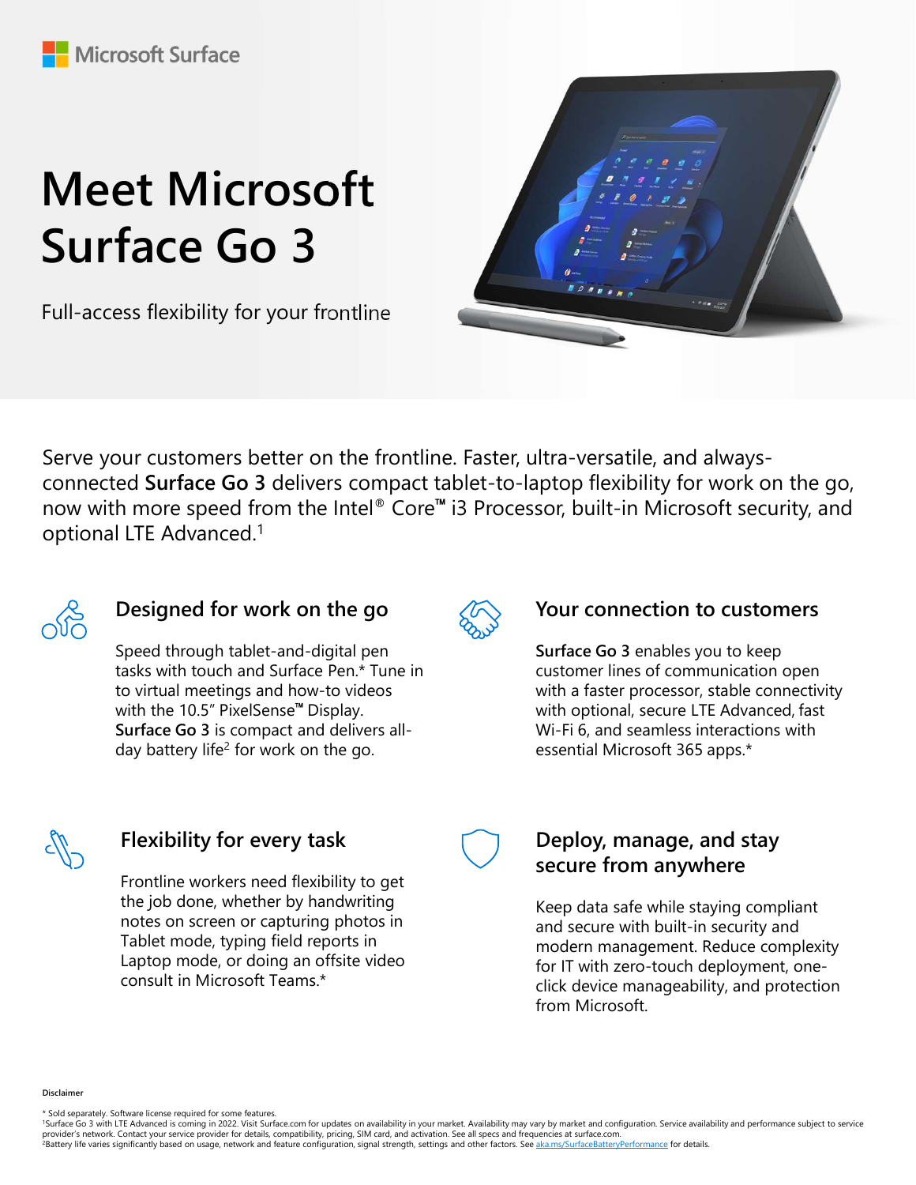Microsoft Surface

# Meet Microsoft Surface Go 3

Full-access flexibility for your frontline

Serve your customers better on the frontline. Faster, ultra-versatile, and always-connected **Surface Go 3** delivers compact tablet-to-laptop flexibility for work on the go, now with more speed from the Intel® Core™ i3 Processor, built-in Microsoft security, and optional LTE Advanced.[1]

## Designed for work on the go

Speed through tablet-and-digital pen tasks with touch and Surface Pen.* Tune in to virtual meetings and how-to videos with the 10.5" PixelSense™ Display. **Surface Go 3** is compact and delivers all-day battery life[2] for work on the go.

## Your connection to customers

**Surface Go 3** enables you to keep customer lines of communication open with a faster processor, stable connectivity with optional, secure LTE Advanced, fast Wi-Fi 6, and seamless interactions with essential Microsoft 365 apps.*

## Flexibility for every task

Frontline workers need flexibility to get the job done, whether by handwriting notes on screen or capturing photos in Tablet mode, typing field reports in Laptop mode, or doing an offsite video consult in Microsoft Teams.*

## Deploy, manage, and stay secure from anywhere

Keep data safe while staying compliant and secure with built-in security and modern management. Reduce complexity for IT with zero-touch deployment, one-click device manageability, and protection from Microsoft.

**Disclaimer**

* Sold separately. Software license required for some features.
[1]Surface Go 3 with LTE Advanced is coming in 2022. Visit Surface.com for updates on availability in your market. Availability may vary by market and configuration. Service availability and performance subject to service provider's network. Contact your service provider for details, compatibility, pricing, SIM card, and activation. See all specs and frequencies at surface.com.
[2]Battery life varies significantly based on usage, network and feature configuration, signal strength, settings and other factors. See aka.ms/SurfaceBatteryPerformance for details.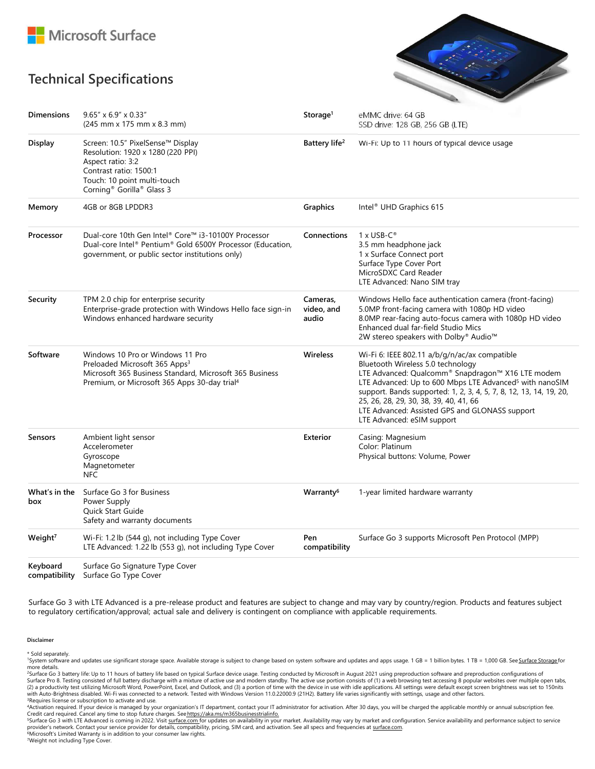Microsoft Surface

# Technical Specifications

| | | | |
|---|---|---|---|
| **Dimensions** | 9.65" x 6.9" x 0.33"<br>(245 mm x 175 mm x 8.3 mm) | **Storage**[1] | eMMC drive: 64 GB<br>SSD drive: 128 GB, 256 GB (LTE) |
| **Display** | Screen: 10.5" PixelSense™ Display<br>Resolution: 1920 x 1280 (220 PPI)<br>Aspect ratio: 3:2<br>Contrast ratio: 1500:1<br>Touch: 10 point multi-touch<br>Corning® Gorilla® Glass 3 | **Battery life**[2] | Wi-Fi: Up to 11 hours of typical device usage |
| **Memory** | 4GB or 8GB LPDDR3 | **Graphics** | Intel® UHD Graphics 615 |
| **Processor** | Dual-core 10th Gen Intel® Core™ i3-10100Y Processor<br>Dual-core Intel® Pentium® Gold 6500Y Processor (Education, government, or public sector institutions only) | **Connections** | 1 x USB-C®<br>3.5 mm headphone jack<br>1 x Surface Connect port<br>Surface Type Cover Port<br>MicroSDXC Card Reader<br>LTE Advanced: Nano SIM tray |
| **Security** | TPM 2.0 chip for enterprise security<br>Enterprise-grade protection with Windows Hello face sign-in<br>Windows enhanced hardware security | **Cameras, video, and audio** | Windows Hello face authentication camera (front-facing)<br>5.0MP front-facing camera with 1080p HD video<br>8.0MP rear-facing auto-focus camera with 1080p HD video<br>Enhanced dual far-field Studio Mics<br>2W stereo speakers with Dolby® Audio™ |
| **Software** | Windows 10 Pro or Windows 11 Pro<br>Preloaded Microsoft 365 Apps[3]<br>Microsoft 365 Business Standard, Microsoft 365 Business Premium, or Microsoft 365 Apps 30-day trial[4] | **Wireless** | Wi-Fi 6: IEEE 802.11 a/b/g/n/ac/ax compatible<br>Bluetooth Wireless 5.0 technology<br>LTE Advanced: Qualcomm® Snapdragon™ X16 LTE modem<br>LTE Advanced: Up to 600 Mbps LTE Advanced[5] with nanoSIM support. Bands supported: 1, 2, 3, 4, 5, 7, 8, 12, 13, 14, 19, 20, 25, 26, 28, 29, 30, 38, 39, 40, 41, 66<br>LTE Advanced: Assisted GPS and GLONASS support<br>LTE Advanced: eSIM support |
| **Sensors** | Ambient light sensor<br>Accelerometer<br>Gyroscope<br>Magnetometer<br>NFC | **Exterior** | Casing: Magnesium<br>Color: Platinum<br>Physical buttons: Volume, Power |
| **What's in the box** | Surface Go 3 for Business<br>Power Supply<br>Quick Start Guide<br>Safety and warranty documents | **Warranty**[6] | 1-year limited hardware warranty |
| **Weight**[7] | Wi-Fi: 1.2 lb (544 g), not including Type Cover<br>LTE Advanced: 1.22 lb (553 g), not including Type Cover | **Pen compatibility** | Surface Go 3 supports Microsoft Pen Protocol (MPP) |
| **Keyboard compatibility** | Surface Go Signature Type Cover<br>Surface Go Type Cover | | |

Surface Go 3 with LTE Advanced is a pre-release product and features are subject to change and may vary by country/region. Products and features subject to regulatory certification/approval; actual sale and delivery is contingent on compliance with applicable requirements.

**Disclaimer**

* Sold separately.
[1]System software and updates use significant storage space. Available storage is subject to change based on system software and updates and apps usage. 1 GB = 1 billion bytes. 1 TB = 1,000 GB. See Surface Storage for more details.
[2]Surface Go 3 battery life: Up to 11 hours of battery life based on typical Surface device usage. Testing conducted by Microsoft in August 2021 using preproduction software and preproduction configurations of Surface Pro 8. Testing consisted of full battery discharge with a mixture of active use and modern standby. The active use portion consists of (1) a web browsing test accessing 8 popular websites over multiple open tabs, (2) a productivity test utilizing Microsoft Word, PowerPoint, Excel, and Outlook, and (3) a portion of time with the device in use with idle applications. All settings were default except screen brightness was set to 150nits with Auto-Brightness disabled. Wi-Fi was connected to a network. Tested with Windows Version 11.0.22000.9 (21H2). Battery life varies significantly with settings, usage and other factors.
[3]Requires license or subscription to activate and use.
[4]Activation required. If your device is managed by your organization's IT department, contact your IT administrator for activation. After 30 days, you will be charged the applicable monthly or annual subscription fee. Credit card required. Cancel any time to stop future charges. See https://aka.ms/m365businesstrialinfo.
[5]Surface Go 3 with LTE Advanced is coming in 2022. Visit surface.com for updates on availability in your market. Availability may vary by market and configuration. Service availability and performance subject to service provider's network. Contact your service provider for details, compatibility, pricing, SIM card, and activation. See all specs and frequencies at surface.com.
[6]Microsoft's Limited Warranty is in addition to your consumer law rights.
[7]Weight not including Type Cover.